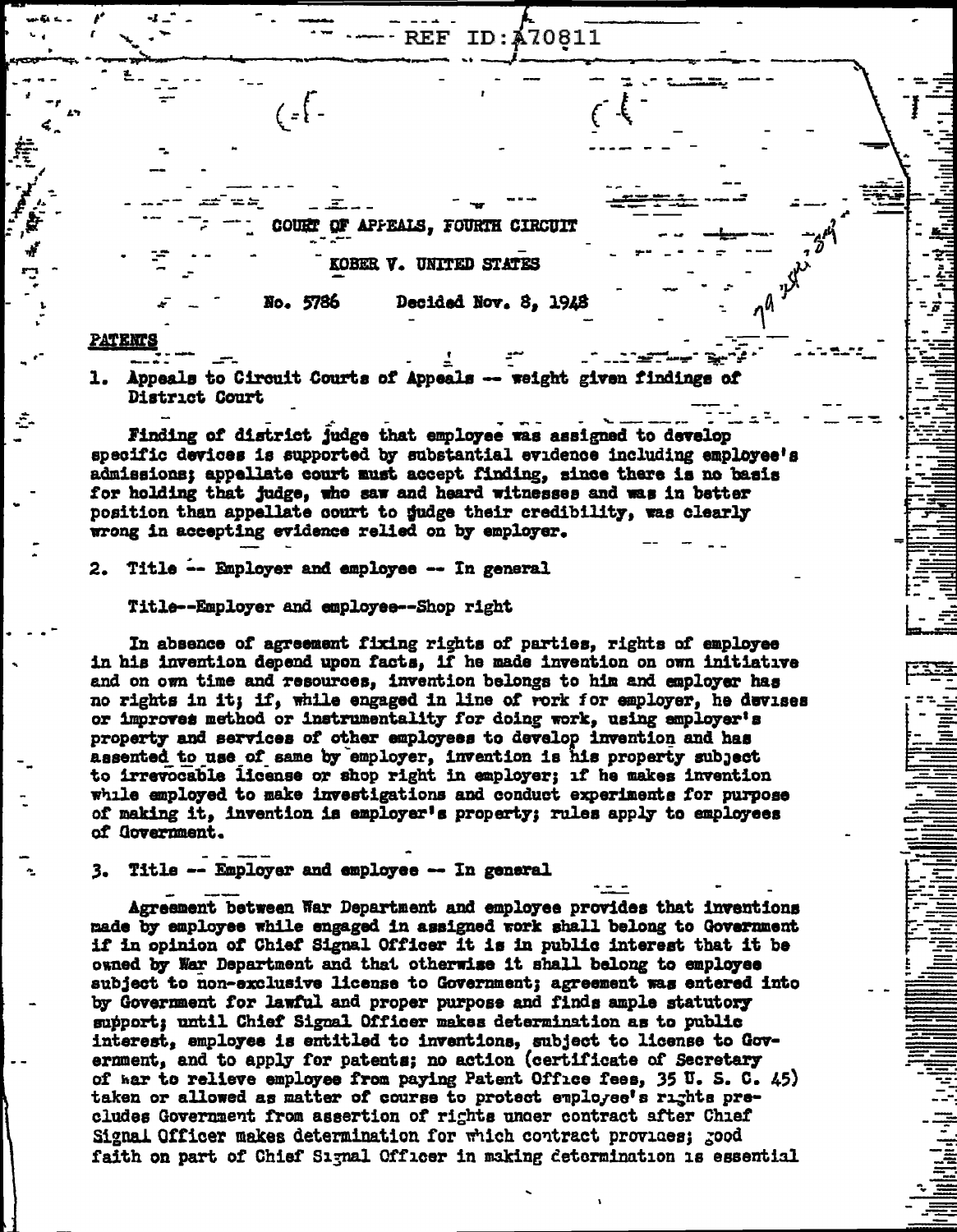REF ID:A70811

COURT OF APPEALS, FOURTH CIRCUIT

KOBER V. UNITED STATES

No. 5786 Decided Nov. 8, 1948

**PATENTS**

1. Appeals to Circuit Courts of Appeals -- weight given findings of District Court

Finding of district judge that employee was assigned to develop specific devices is supported by substantial evidence including employee's admissions; appellate court must accept finding, since there is no basis for holding that judge, who saw and heard witnesses and was in better position than appellate court to judge their credibility, was clearly wrong in accepting evidence relied on by employer.

2. Title -- Employer and employee -- In general

Title--Employer and employee--Shop right

In absence of agreement fixing rights of parties, rights of employee in his invention depend upon facts, if he made invention on own initiative and on own time and resources, invention belongs to him and employer has no rights in it; if, while engaged in line of work for employer, he devises or improves method or instrumentality for doing work, using employer's property and services of other employees to develop invention and has assented to use of same by employer, invention is his property subject to irrevocable license or shop right in employer; if he makes invention while employed to make investigations and conduct experiments for purpose of making it, invention is employer's property; rules apply to employees of Government.

3. Title -- Employer and employee -- In general

Agreement between War Department and employee provides that inventions made by employee while engaged in assigned work shall belong to Government if in opinion of Chief Signal Officer it is in public interest that it be owned by War Department and that otherwise it shall belong to employee subject to non-exclusive license to Government; agreement was entered into by Government for lawful and proper purpose and finds ample statutory support; until Chief Signal Officer makes determination as to public interest, employee is entitled to inventions, subject to license to Government, and to apply for patents; no action (certificate of Secretary of War to relieve employee from paying Patent Office fees, 35 U. S. C. 45) taken or allowed as matter of course to protect employee's rights precludes Government from assertion of rights under contract after Chief Signal Officer makes determination for which contract provides; good faith on part of Chief Signal Officer in making determination is essential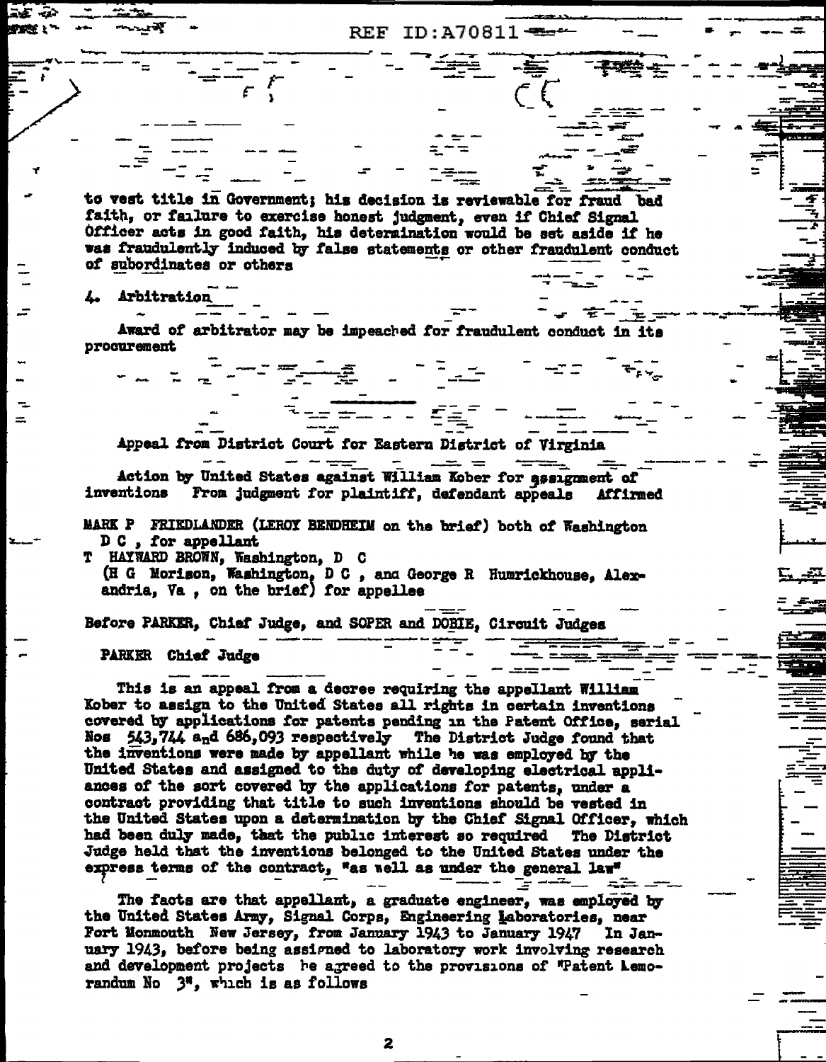to vest title in Government; his decision is reviewable for fraud bad faith, or failure to exercise honest judgment, even if Chief Signal Officer acts in good faith, his determination would be set aside if he was fraudulently induced by false statements or other fraudulent conduct of subordinates or others

4. Arbitration

Award of arbitrator may be impeached for fraudulent conduct in its procurement

Appeal from District Court for Eastern District of Virginia

Action by United States against William Kober for assignment of inventions From judgment for plaintiff, defendant appeals Affirmed

MARK P FRIEDLANDER (LEROY BENDHEIM on the brief) both of Washington D C , for appellant
T HAYWARD BROWN, Washington, D C
(H G Morison, Washington, D C , and George R Humrickhouse, Alexandria, Va , on the brief) for appellee

Before PARKER, Chief Judge, and SOPER and DOBIE, Circuit Judges

PARKER Chief Judge

This is an appeal from a decree requiring the appellant William Kober to assign to the United States all rights in certain inventions covered by applications for patents pending in the Patent Office, serial Nos 543,744 and 686,093 respectively The District Judge found that the inventions were made by appellant while he was employed by the United States and assigned to the duty of developing electrical appliances of the sort covered by the applications for patents, under a contract providing that title to such inventions should be vested in the United States upon a determination by the Chief Signal Officer, which had been duly made, that the public interest so required The District Judge held that the inventions belonged to the United States under the express terms of the contract, "as well as under the general law"

The facts are that appellant, a graduate engineer, was employed by the United States Army, Signal Corps, Engineering Laboratories, near Fort Monmouth New Jersey, from January 1943 to January 1947 In January 1943, before being assigned to laboratory work involving research and development projects he agreed to the provisions of "Patent Memorandum No 3", which is as follows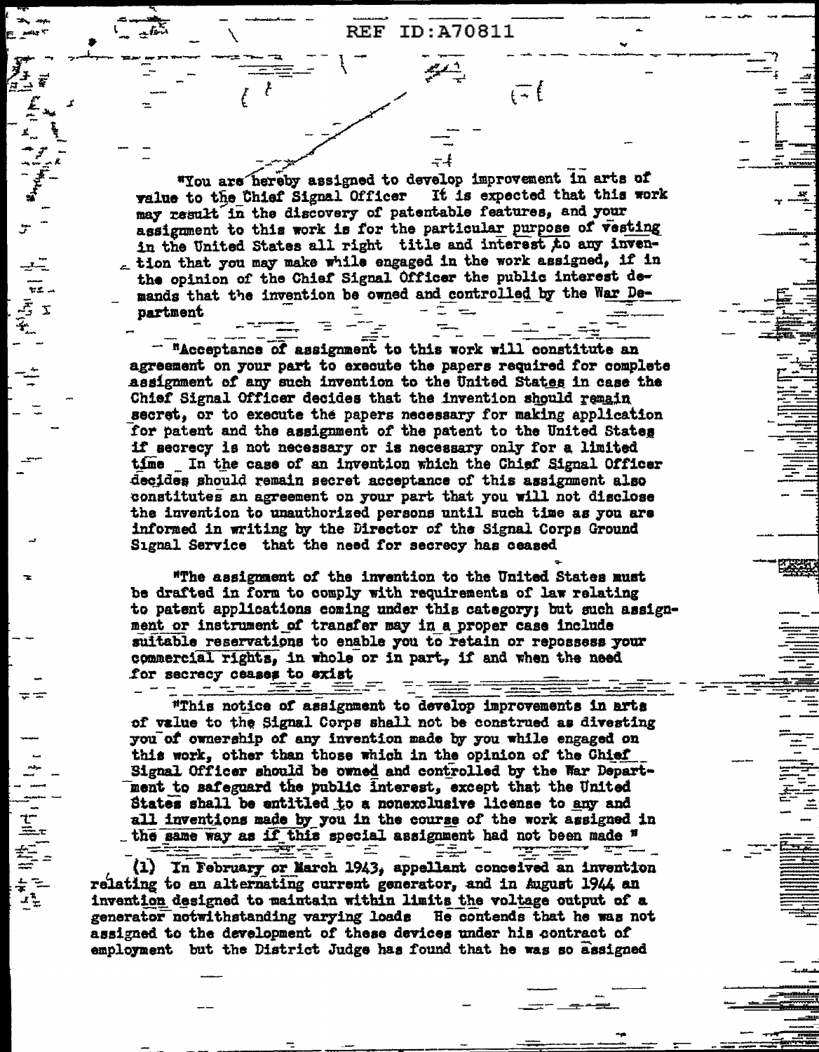"You are hereby assigned to develop improvement in arts of value to the Chief Signal Officer It is expected that this work may result in the discovery of patentable features, and your assignment to this work is for the particular purpose of vesting in the United States all right title and interest to any invention that you may make while engaged in the work assigned, if in the opinion of the Chief Signal Officer the public interest demands that the invention be owned and controlled by the War Department

"Acceptance of assignment to this work will constitute an agreement on your part to execute the papers required for complete assignment of any such invention to the United States in case the Chief Signal Officer decides that the invention should remain secret, or to execute the papers necessary for making application for patent and the assignment of the patent to the United States if secrecy is not necessary or is necessary only for a limited time In the case of an invention which the Chief Signal Officer decides should remain secret acceptance of this assignment also constitutes an agreement on your part that you will not disclose the invention to unauthorized persons until such time as you are informed in writing by the Director of the Signal Corps Ground Signal Service that the need for secrecy has ceased

"The assignment of the invention to the United States must be drafted in form to comply with requirements of law relating to patent applications coming under this category; but such assignment or instrument of transfer may in a proper case include suitable reservations to enable you to retain or repossess your commercial rights, in whole or in part, if and when the need for secrecy ceases to exist

"This notice of assignment to develop improvements in arts of value to the Signal Corps shall not be construed as divesting you of ownership of any invention made by you while engaged on this work, other than those which in the opinion of the Chief Signal Officer should be owned and controlled by the War Department to safeguard the public interest, except that the United States shall be entitled to a nonexclusive license to any and all inventions made by you in the course of the work assigned in the same way as if this special assignment had not been made "

(1) In February or March 1943, appellant conceived an invention relating to an alternating current generator, and in August 1944 an invention designed to maintain within limits the voltage output of a generator notwithstanding varying loads He contends that he was not assigned to the development of these devices under his contract of employment but the District Judge has found that he was so assigned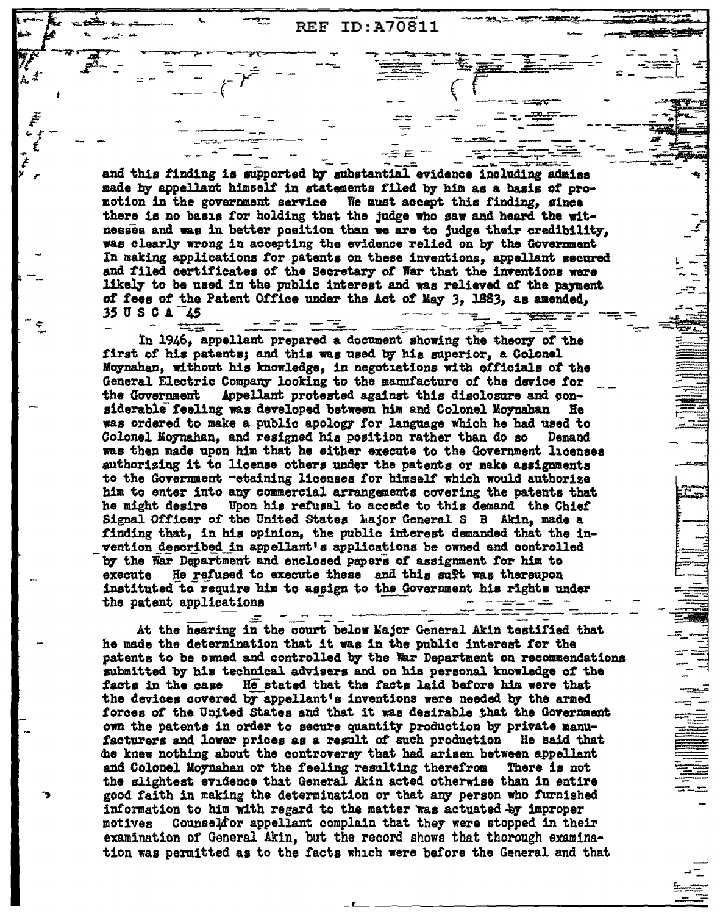and this finding is supported by substantial evidence including admiss made by appellant himself in statements filed by him as a basis of promotion in the government service We must accept this finding, since there is no basis for holding that the judge who saw and heard the witnesses and was in better position than we are to judge their credibility, was clearly wrong in accepting the evidence relied on by the Government In making applications for patents on these inventions, appellant secured and filed certificates of the Secretary of War that the inventions were likely to be used in the public interest and was relieved of the payment of fees of the Patent Office under the Act of May 3, 1883, as amended, 35 U S C A 45

In 1946, appellant prepared a document showing the theory of the first of his patents; and this was used by his superior, a Colonel Moynahan, without his knowledge, in negotiations with officials of the General Electric Company looking to the manufacture of the device for the Government Appellant protested against this disclosure and considerable feeling was developed between him and Colonel Moynahan He was ordered to make a public apology for language which he had used to Colonel Moynahan, and resigned his position rather than do so Demand was then made upon him that he either execute to the Government licenses authorizing it to license others under the patents or make assignments to the Government retaining licenses for himself which would authorize him to enter into any commercial arrangements covering the patents that he might desire Upon his refusal to accede to this demand the Chief Signal Officer of the United States Major General S B Akin, made a finding that, in his opinion, the public interest demanded that the invention described in appellant's applications be owned and controlled by the War Department and enclosed papers of assignment for him to execute He refused to execute these and this suit was thereupon instituted to require him to assign to the Government his rights under the patent applications

At the hearing in the court below Major General Akin testified that he made the determination that it was in the public interest for the patents to be owned and controlled by the War Department on recommendations submitted by his technical advisers and on his personal knowledge of the facts in the case He stated that the facts laid before him were that the devices covered by appellant's inventions were needed by the armed forces of the United States and that it was desirable that the Government own the patents in order to secure quantity production by private manufacturers and lower prices as a result of such production He said that he knew nothing about the controversy that had arisen between appellant and Colonel Moynahan or the feeling resulting therefrom There is not the slightest evidence that General Akin acted otherwise than in entire good faith in making the determination or that any person who furnished information to him with regard to the matter was actuated by improper motives Counsel for appellant complain that they were stopped in their examination of General Akin, but the record shows that thorough examination was permitted as to the facts which were before the General and that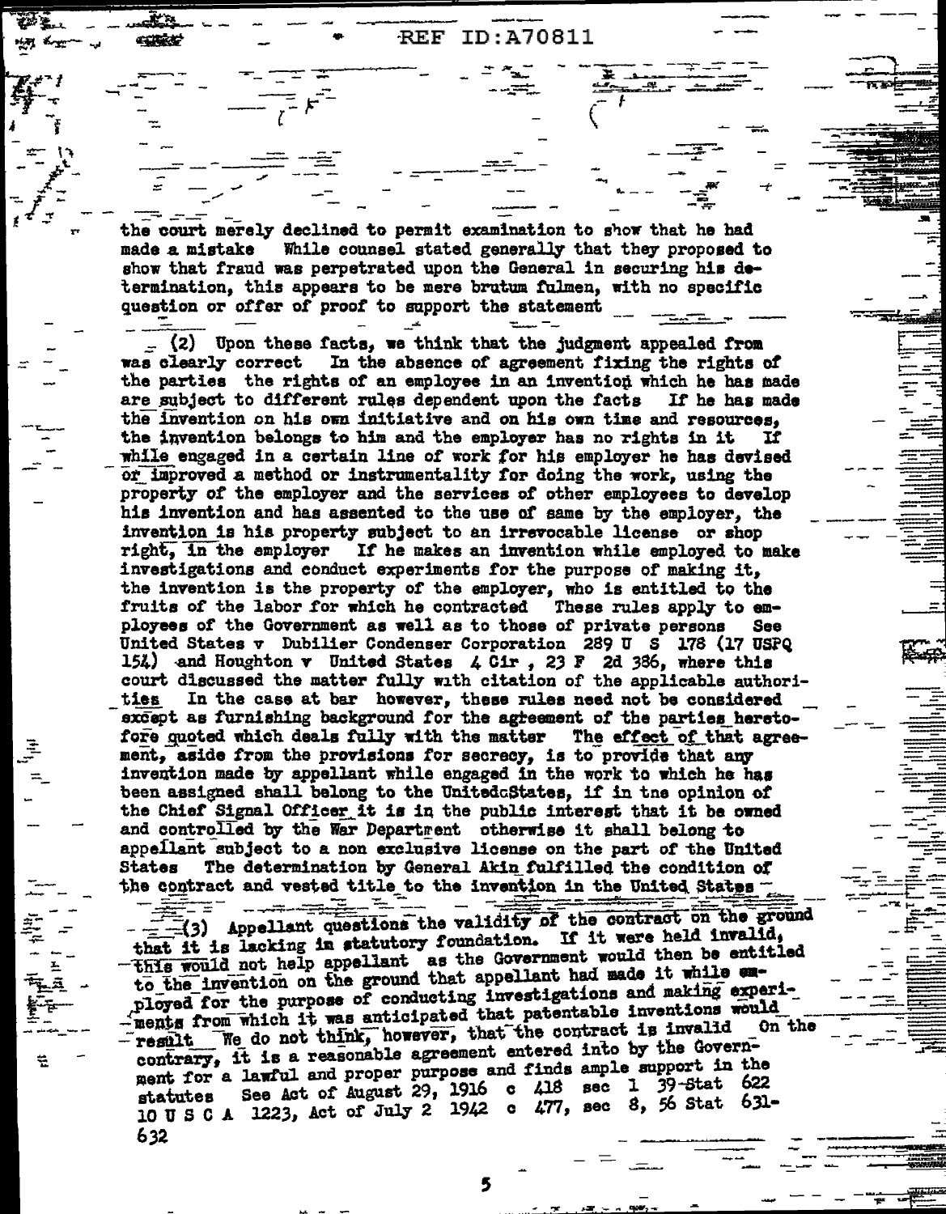the court merely declined to permit examination to show that he had made a mistake While counsel stated generally that they proposed to show that fraud was perpetrated upon the General in securing his determination, this appears to be mere brutum fulmen, with no specific question or offer of proof to support the statement

(2) Upon these facts, we think that the judgment appealed from was clearly correct In the absence of agreement fixing the rights of the parties the rights of an employee in an invention which he has made are subject to different rules dependent upon the facts If he has made the invention on his own initiative and on his own time and resources, the invention belongs to him and the employer has no rights in it If while engaged in a certain line of work for his employer he has devised or improved a method or instrumentality for doing the work, using the property of the employer and the services of other employees to develop his invention and has assented to the use of same by the employer, the invention is his property subject to an irrevocable license or shop right, in the employer If he makes an invention while employed to make investigations and conduct experiments for the purpose of making it, the invention is the property of the employer, who is entitled to the fruits of the labor for which he contracted These rules apply to employees of the Government as well as to those of private persons See United States v Dubilier Condenser Corporation 289 U S 178 (17 USPQ 154) and Houghton v United States 4 Cir , 23 F 2d 386, where this court discussed the matter fully with citation of the applicable authorities In the case at bar however, these rules need not be considered except as furnishing background for the agreement of the parties heretofore quoted which deals fully with the matter The effect of that agreement, aside from the provisions for secrecy, is to provide that any invention made by appellant while engaged in the work to which he has been assigned shall belong to the United States, if in the opinion of the Chief Signal Officer it is in the public interest that it be owned and controlled by the War Department otherwise it shall belong to appellant subject to a non exclusive license on the part of the United States The determination by General Akin fulfilled the condition of the contract and vested title to the invention in the United States

(3) Appellant questions the validity of the contract on the ground that it is lacking in statutory foundation. If it were held invalid, this would not help appellant as the Government would then be entitled to the invention on the ground that appellant had made it while employed for the purpose of conducting investigations and making experiments from which it was anticipated that patentable inventions would result We do not think, however, that the contract is invalid On the contrary, it is a reasonable agreement entered into by the Government for a lawful and proper purpose and finds ample support in the statutes See Act of August 29, 1916 c 418 sec 1 39 Stat 622 10 U S C A 1223, Act of July 2 1942 c 477, sec 8, 56 Stat 631-632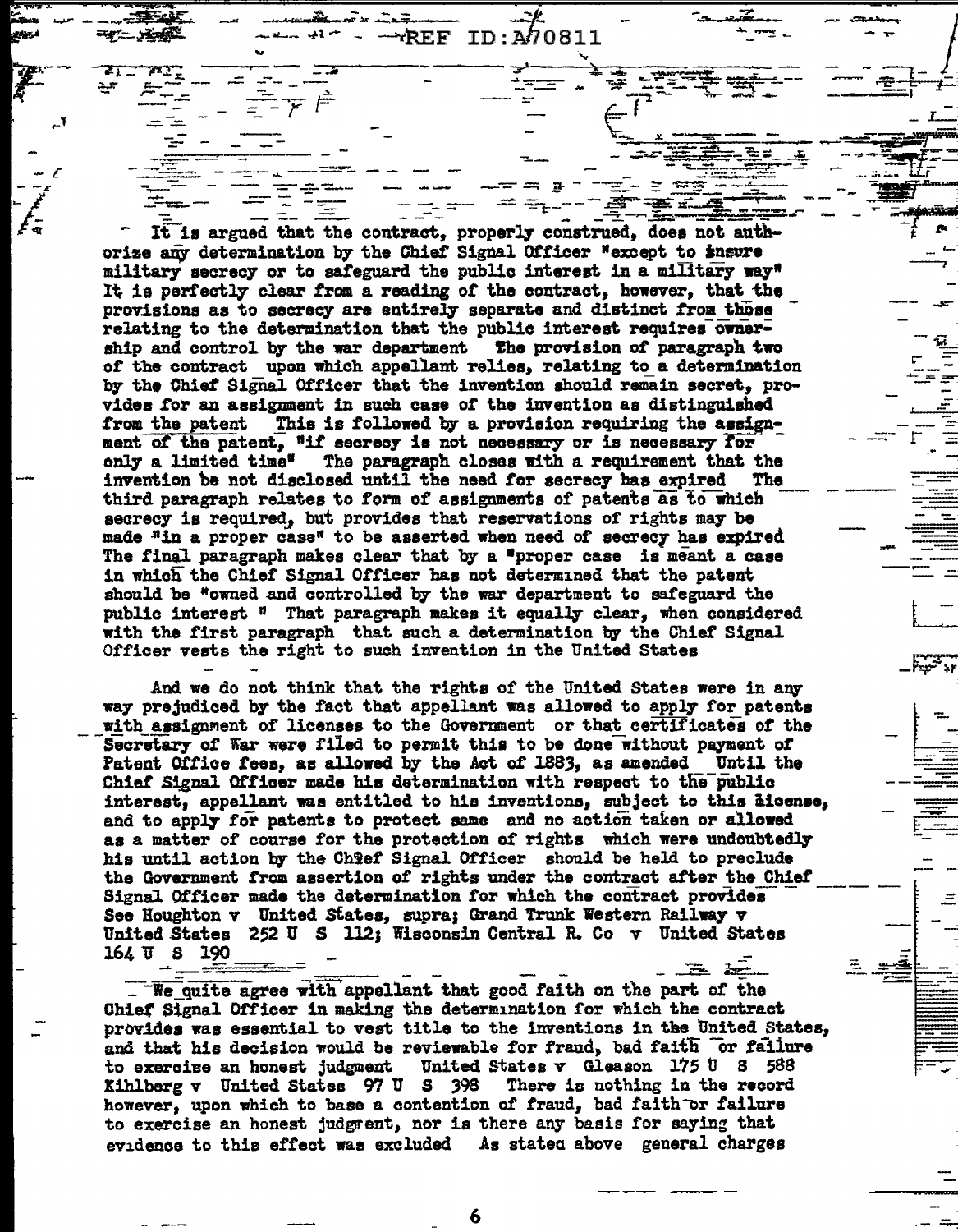It is argued that the contract, properly construed, does not authorize any determination by the Chief Signal Officer "except to insure military secrecy or to safeguard the public interest in a military way" It is perfectly clear from a reading of the contract, however, that the provisions as to secrecy are entirely separate and distinct from those relating to the determination that the public interest requires ownership and control by the war department The provision of paragraph two of the contract upon which appellant relies, relating to a determination by the Chief Signal Officer that the invention should remain secret, provides for an assignment in such case of the invention as distinguished from the patent This is followed by a provision requiring the assignment of the patent, "if secrecy is not necessary or is necessary for only a limited time" The paragraph closes with a requirement that the invention be not disclosed until the need for secrecy has expired The third paragraph relates to form of assignments of patents as to which secrecy is required, but provides that reservations of rights may be made "in a proper case" to be asserted when need of secrecy has expired The final paragraph makes clear that by a "proper case is meant a case in which the Chief Signal Officer has not determined that the patent should be "owned and controlled by the war department to safeguard the public interest " That paragraph makes it equally clear, when considered with the first paragraph that such a determination by the Chief Signal Officer vests the right to such invention in the United States

And we do not think that the rights of the United States were in any way prejudiced by the fact that appellant was allowed to apply for patents with assignment of licenses to the Government or that certificates of the Secretary of War were filed to permit this to be done without payment of Patent Office fees, as allowed by the Act of 1883, as amended Until the Chief Signal Officer made his determination with respect to the public interest, appellant was entitled to his inventions, subject to this license, and to apply for patents to protect same and no action taken or allowed as a matter of course for the protection of rights which were undoubtedly his until action by the Chief Signal Officer should be held to preclude the Government from assertion of rights under the contract after the Chief Signal Officer made the determination for which the contract provides See Houghton v United States, supra; Grand Trunk Western Railway v United States 252 U S 112; Wisconsin Central R. Co v United States 164 U S 190

We quite agree with appellant that good faith on the part of the Chief Signal Officer in making the determination for which the contract provides was essential to vest title to the inventions in the United States, and that his decision would be reviewable for fraud, bad faith or failure to exercise an honest judgment United States v Gleason 175 U S 588 Kihlberg v United States 97 U S 398 There is nothing in the record however, upon which to base a contention of fraud, bad faith or failure to exercise an honest judgment, nor is there any basis for saying that evidence to this effect was excluded As stated above general charges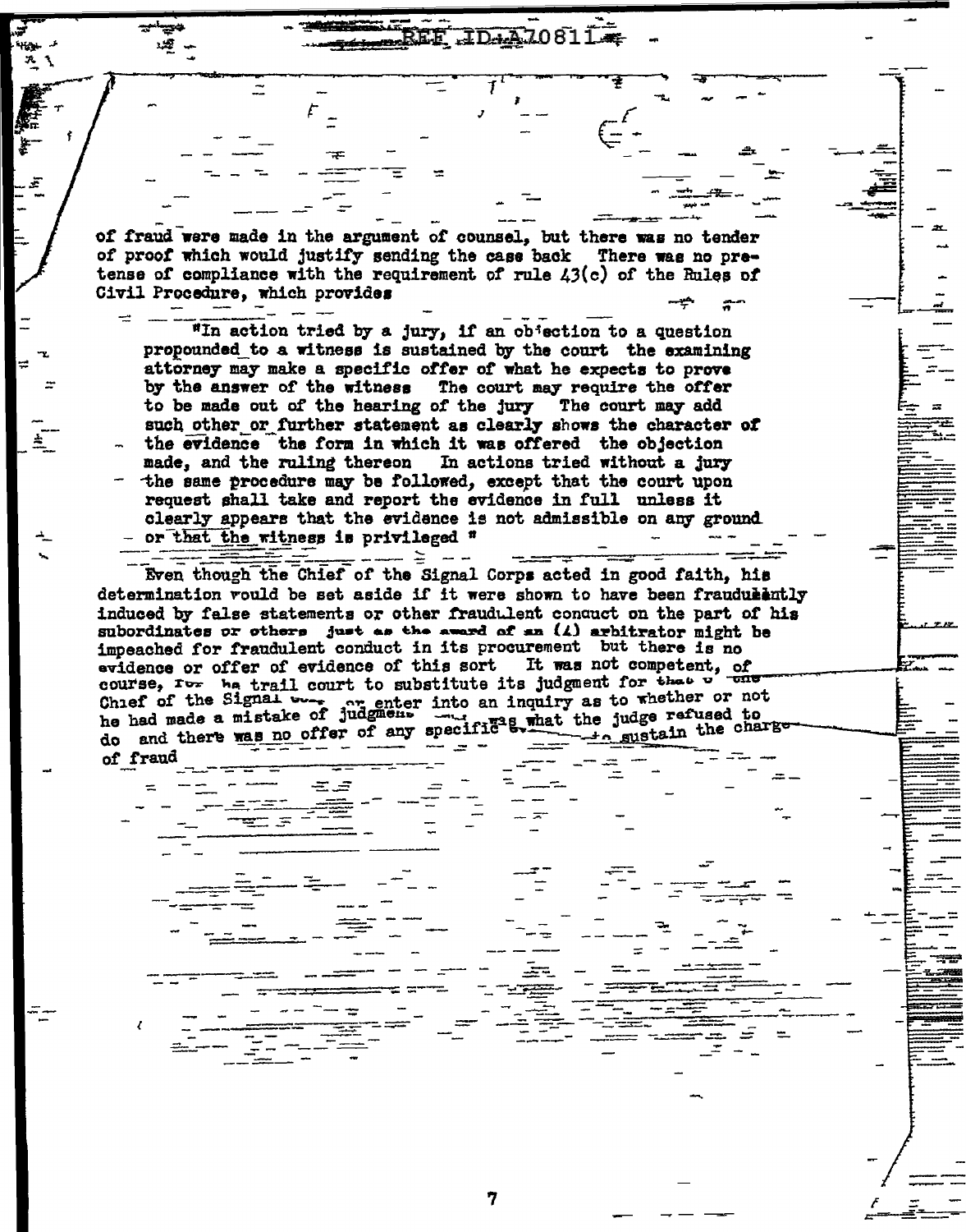of fraud were made in the argument of counsel, but there was no tender of proof which would justify sending the case back There was no pretense of compliance with the requirement of rule 43(c) of the Rules of Civil Procedure, which provides

> "In action tried by a jury, if an objection to a question propounded to a witness is sustained by the court the examining attorney may make a specific offer of what he expects to prove by the answer of the witness The court may require the offer to be made out of the hearing of the jury The court may add such other or further statement as clearly shows the character of the evidence the form in which it was offered the objection made, and the ruling thereon In actions tried without a jury the same procedure may be followed, except that the court upon request shall take and report the evidence in full unless it clearly appears that the evidence is not admissible on any ground or that the witness is privileged "

Even though the Chief of the Signal Corps acted in good faith, his determination would be set aside if it were shown to have been fraudulently induced by false statements or other fraudulent conduct on the part of his subordinates or others just as the award of an (4) arbitrator might be impeached for fraudulent conduct in its procurement but there is no evidence or offer of evidence of this sort It was not competent, of course, for the trail court to substitute its judgment for that of the Chief of the Signal Corps or enter into an inquiry as to whether or not he had made a mistake of judgment This was what the judge refused to do and there was no offer of any specific evidence to sustain the charge of fraud